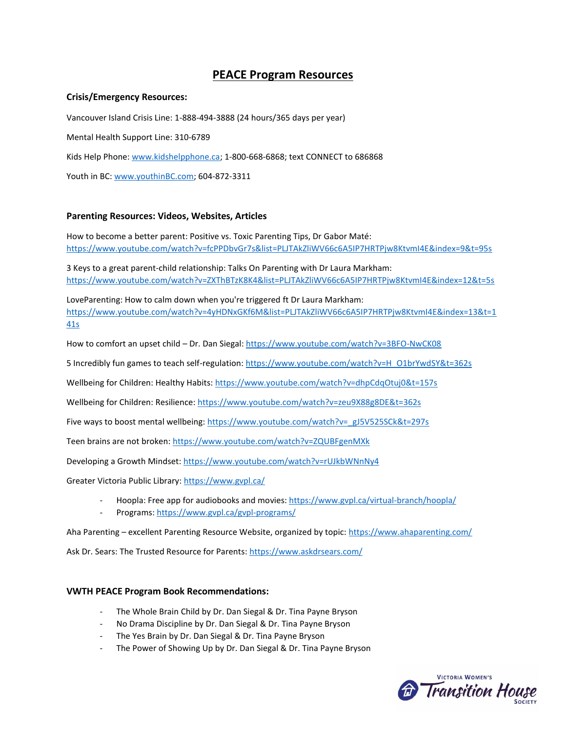# PEACE Program Resources

### Crisis/Emergency Resources:

Vancouver Island Crisis Line: 1-888-494-3888 (24 hours/365 days per year)

Mental Health Support Line: 310-6789

Kids Help Phone: www.kidshelpphone.ca; 1-800-668-6868; text CONNECT to 686868

Youth in BC: www.youthinBC.com; 604-872-3311

### Parenting Resources: Videos, Websites, Articles

How to become a better parent: Positive vs. Toxic Parenting Tips, Dr Gabor Maté:
https://www.youtube.com/watch?v=fcPPDbvGr7s&list=PLJTAkZliWV66c6A5IP7HRTPjw8KtvmI4E&index=9&t=95s

3 Keys to a great parent-child relationship: Talks On Parenting with Dr Laura Markham:
https://www.youtube.com/watch?v=ZXThBTzK8K4&list=PLJTAkZliWV66c6A5IP7HRTPjw8KtvmI4E&index=12&t=5s

LoveParenting: How to calm down when you're triggered ft Dr Laura Markham:
https://www.youtube.com/watch?v=4yHDNxGKf6M&list=PLJTAkZliWV66c6A5IP7HRTPjw8KtvmI4E&index=13&t=141s

How to comfort an upset child – Dr. Dan Siegal: https://www.youtube.com/watch?v=3BFO-NwCK08

5 Incredibly fun games to teach self-regulation: https://www.youtube.com/watch?v=H_O1brYwdSY&t=362s

Wellbeing for Children: Healthy Habits: https://www.youtube.com/watch?v=dhpCdqOtuj0&t=157s

Wellbeing for Children: Resilience: https://www.youtube.com/watch?v=zeu9X88g8DE&t=362s

Five ways to boost mental wellbeing: https://www.youtube.com/watch?v=_gJ5V525SCk&t=297s

Teen brains are not broken: https://www.youtube.com/watch?v=ZQUBFgenMXk

Developing a Growth Mindset: https://www.youtube.com/watch?v=rUJkbWNnNy4

Greater Victoria Public Library: https://www.gvpl.ca/

- Hoopla: Free app for audiobooks and movies: https://www.gvpl.ca/virtual-branch/hoopla/
- Programs: https://www.gvpl.ca/gvpl-programs/

Aha Parenting – excellent Parenting Resource Website, organized by topic: https://www.ahaparenting.com/

Ask Dr. Sears: The Trusted Resource for Parents: https://www.askdrsears.com/

### VWTH PEACE Program Book Recommendations:

- The Whole Brain Child by Dr. Dan Siegal & Dr. Tina Payne Bryson
- No Drama Discipline by Dr. Dan Siegal & Dr. Tina Payne Bryson
- The Yes Brain by Dr. Dan Siegal & Dr. Tina Payne Bryson
- The Power of Showing Up by Dr. Dan Siegal & Dr. Tina Payne Bryson

Victoria Women's Transition House Society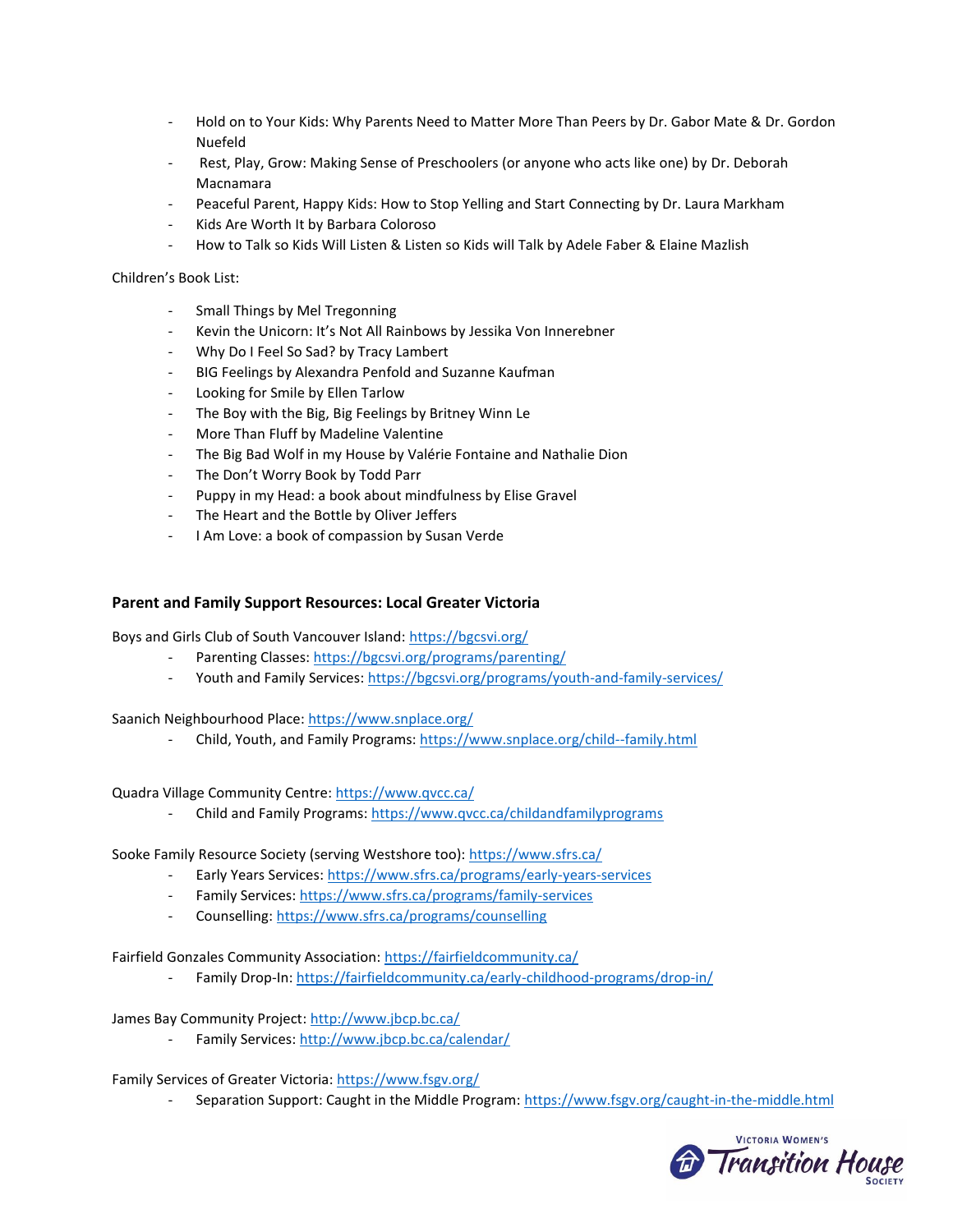- Hold on to Your Kids: Why Parents Need to Matter More Than Peers by Dr. Gabor Mate & Dr. Gordon Nuefeld
- Rest, Play, Grow: Making Sense of Preschoolers (or anyone who acts like one) by Dr. Deborah Macnamara
- Peaceful Parent, Happy Kids: How to Stop Yelling and Start Connecting by Dr. Laura Markham
- Kids Are Worth It by Barbara Coloroso
- How to Talk so Kids Will Listen & Listen so Kids will Talk by Adele Faber & Elaine Mazlish

Children's Book List:

- Small Things by Mel Tregonning
- Kevin the Unicorn: It's Not All Rainbows by Jessika Von Innerebner
- Why Do I Feel So Sad? by Tracy Lambert
- BIG Feelings by Alexandra Penfold and Suzanne Kaufman
- Looking for Smile by Ellen Tarlow
- The Boy with the Big, Big Feelings by Britney Winn Le
- More Than Fluff by Madeline Valentine
- The Big Bad Wolf in my House by Valérie Fontaine and Nathalie Dion
- The Don't Worry Book by Todd Parr
- Puppy in my Head: a book about mindfulness by Elise Gravel
- The Heart and the Bottle by Oliver Jeffers
- I Am Love: a book of compassion by Susan Verde

**Parent and Family Support Resources: Local Greater Victoria**

Boys and Girls Club of South Vancouver Island: https://bgcsvi.org/

- Parenting Classes: https://bgcsvi.org/programs/parenting/
- Youth and Family Services: https://bgcsvi.org/programs/youth-and-family-services/

Saanich Neighbourhood Place: https://www.snplace.org/

- Child, Youth, and Family Programs: https://www.snplace.org/child--family.html

Quadra Village Community Centre: https://www.qvcc.ca/

- Child and Family Programs: https://www.qvcc.ca/childandfamilyprograms

Sooke Family Resource Society (serving Westshore too): https://www.sfrs.ca/

- Early Years Services: https://www.sfrs.ca/programs/early-years-services
- Family Services: https://www.sfrs.ca/programs/family-services
- Counselling: https://www.sfrs.ca/programs/counselling

Fairfield Gonzales Community Association: https://fairfieldcommunity.ca/

- Family Drop-In: https://fairfieldcommunity.ca/early-childhood-programs/drop-in/

James Bay Community Project: http://www.jbcp.bc.ca/

- Family Services: http://www.jbcp.bc.ca/calendar/

Family Services of Greater Victoria: https://www.fsgv.org/

- Separation Support: Caught in the Middle Program: https://www.fsgv.org/caught-in-the-middle.html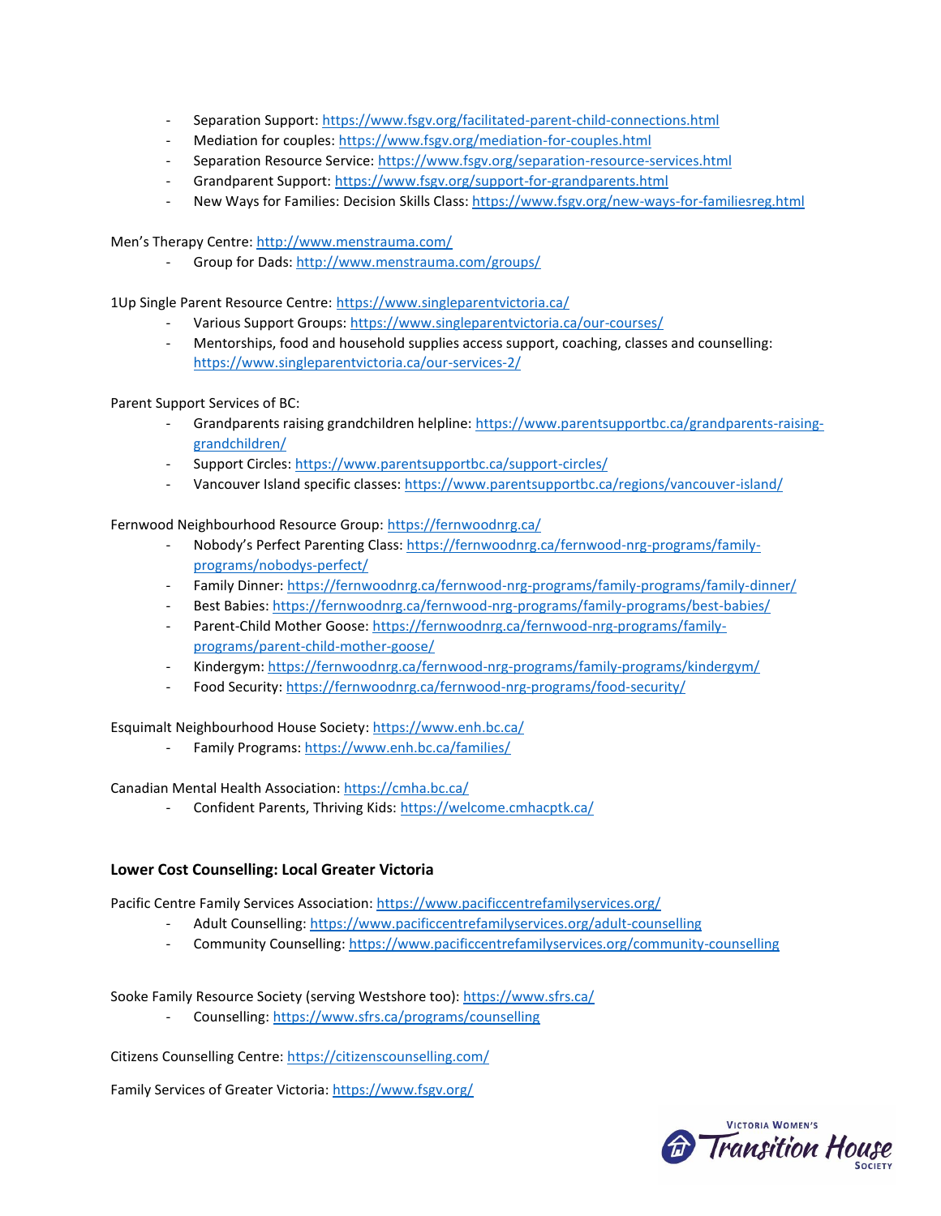- Separation Support: https://www.fsgv.org/facilitated-parent-child-connections.html
- Mediation for couples: https://www.fsgv.org/mediation-for-couples.html
- Separation Resource Service: https://www.fsgv.org/separation-resource-services.html
- Grandparent Support: https://www.fsgv.org/support-for-grandparents.html
- New Ways for Families: Decision Skills Class: https://www.fsgv.org/new-ways-for-familiesreg.html

Men's Therapy Centre: http://www.menstrauma.com/

- Group for Dads: http://www.menstrauma.com/groups/

1Up Single Parent Resource Centre: https://www.singleparentvictoria.ca/

- Various Support Groups: https://www.singleparentvictoria.ca/our-courses/
- Mentorships, food and household supplies access support, coaching, classes and counselling: https://www.singleparentvictoria.ca/our-services-2/

Parent Support Services of BC:

- Grandparents raising grandchildren helpline: https://www.parentsupportbc.ca/grandparents-raising-grandchildren/
- Support Circles: https://www.parentsupportbc.ca/support-circles/
- Vancouver Island specific classes: https://www.parentsupportbc.ca/regions/vancouver-island/

Fernwood Neighbourhood Resource Group: https://fernwoodnrg.ca/

- Nobody's Perfect Parenting Class: https://fernwoodnrg.ca/fernwood-nrg-programs/family-programs/nobodys-perfect/
- Family Dinner: https://fernwoodnrg.ca/fernwood-nrg-programs/family-programs/family-dinner/
- Best Babies: https://fernwoodnrg.ca/fernwood-nrg-programs/family-programs/best-babies/
- Parent-Child Mother Goose: https://fernwoodnrg.ca/fernwood-nrg-programs/family-programs/parent-child-mother-goose/
- Kindergym: https://fernwoodnrg.ca/fernwood-nrg-programs/family-programs/kindergym/
- Food Security: https://fernwoodnrg.ca/fernwood-nrg-programs/food-security/

Esquimalt Neighbourhood House Society: https://www.enh.bc.ca/

- Family Programs: https://www.enh.bc.ca/families/

Canadian Mental Health Association: https://cmha.bc.ca/

- Confident Parents, Thriving Kids: https://welcome.cmhacptk.ca/

### Lower Cost Counselling: Local Greater Victoria

Pacific Centre Family Services Association: https://www.pacificcentrefamilyservices.org/

- Adult Counselling: https://www.pacificcentrefamilyservices.org/adult-counselling
- Community Counselling: https://www.pacificcentrefamilyservices.org/community-counselling

Sooke Family Resource Society (serving Westshore too): https://www.sfrs.ca/

- Counselling: https://www.sfrs.ca/programs/counselling

Citizens Counselling Centre: https://citizenscounselling.com/

Family Services of Greater Victoria: https://www.fsgv.org/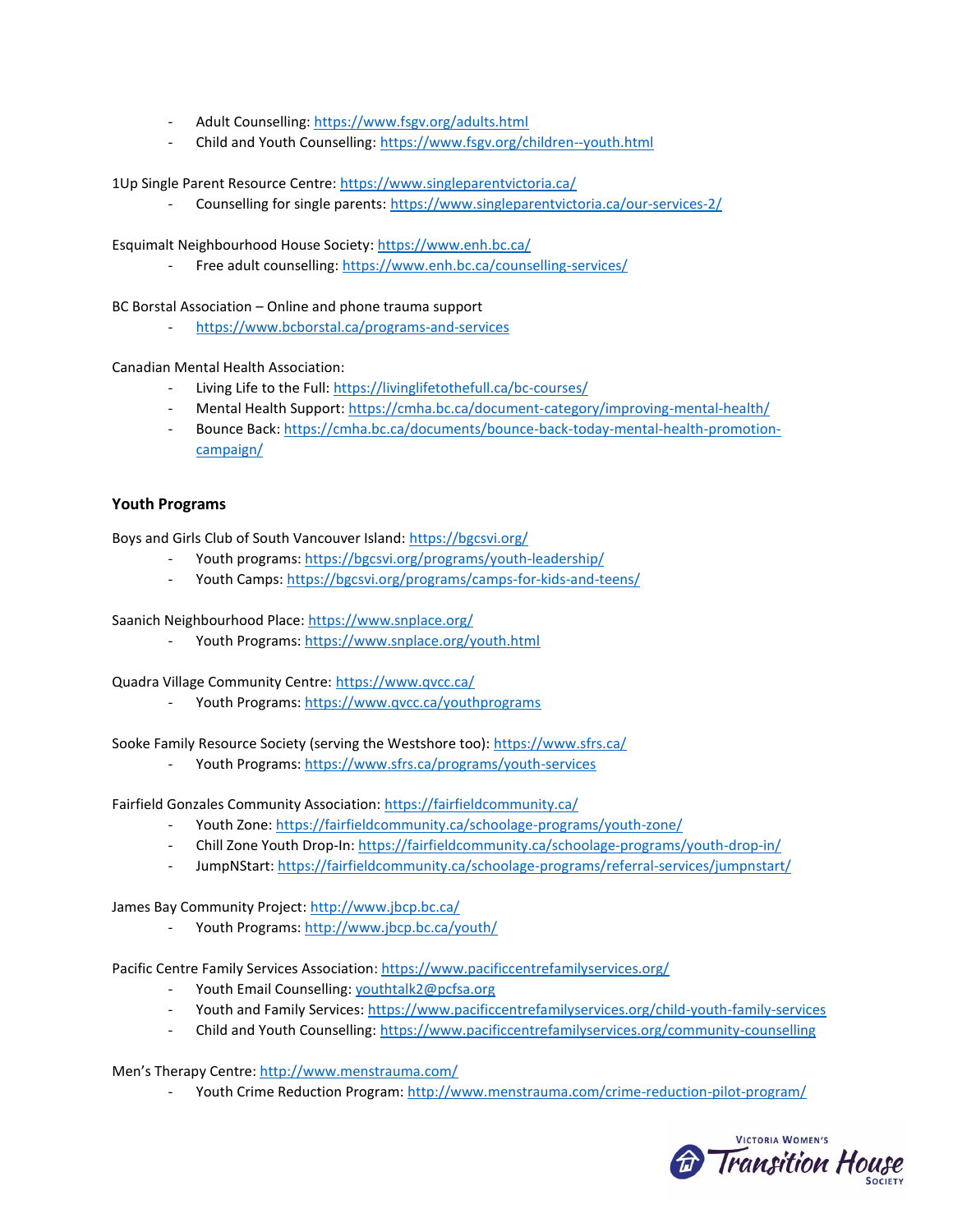- Adult Counselling: https://www.fsgv.org/adults.html
- Child and Youth Counselling: https://www.fsgv.org/children--youth.html

1Up Single Parent Resource Centre: https://www.singleparentvictoria.ca/

- Counselling for single parents: https://www.singleparentvictoria.ca/our-services-2/

Esquimalt Neighbourhood House Society: https://www.enh.bc.ca/

- Free adult counselling: https://www.enh.bc.ca/counselling-services/

BC Borstal Association – Online and phone trauma support

- https://www.bcborstal.ca/programs-and-services

Canadian Mental Health Association:

- Living Life to the Full: https://livinglifetothefull.ca/bc-courses/
- Mental Health Support: https://cmha.bc.ca/document-category/improving-mental-health/
- Bounce Back: https://cmha.bc.ca/documents/bounce-back-today-mental-health-promotion-campaign/

### Youth Programs

Boys and Girls Club of South Vancouver Island: https://bgcsvi.org/

- Youth programs: https://bgcsvi.org/programs/youth-leadership/
- Youth Camps: https://bgcsvi.org/programs/camps-for-kids-and-teens/

Saanich Neighbourhood Place: https://www.snplace.org/

- Youth Programs: https://www.snplace.org/youth.html

Quadra Village Community Centre: https://www.qvcc.ca/

- Youth Programs: https://www.qvcc.ca/youthprograms

Sooke Family Resource Society (serving the Westshore too): https://www.sfrs.ca/

- Youth Programs: https://www.sfrs.ca/programs/youth-services

Fairfield Gonzales Community Association: https://fairfieldcommunity.ca/

- Youth Zone: https://fairfieldcommunity.ca/schoolage-programs/youth-zone/
- Chill Zone Youth Drop-In: https://fairfieldcommunity.ca/schoolage-programs/youth-drop-in/
- JumpNStart: https://fairfieldcommunity.ca/schoolage-programs/referral-services/jumpnstart/

James Bay Community Project: http://www.jbcp.bc.ca/

- Youth Programs: http://www.jbcp.bc.ca/youth/

Pacific Centre Family Services Association: https://www.pacificcentrefamilyservices.org/

- Youth Email Counselling: youthtalk2@pcfsa.org
- Youth and Family Services: https://www.pacificcentrefamilyservices.org/child-youth-family-services
- Child and Youth Counselling: https://www.pacificcentrefamilyservices.org/community-counselling

Men's Therapy Centre: http://www.menstrauma.com/

- Youth Crime Reduction Program: http://www.menstrauma.com/crime-reduction-pilot-program/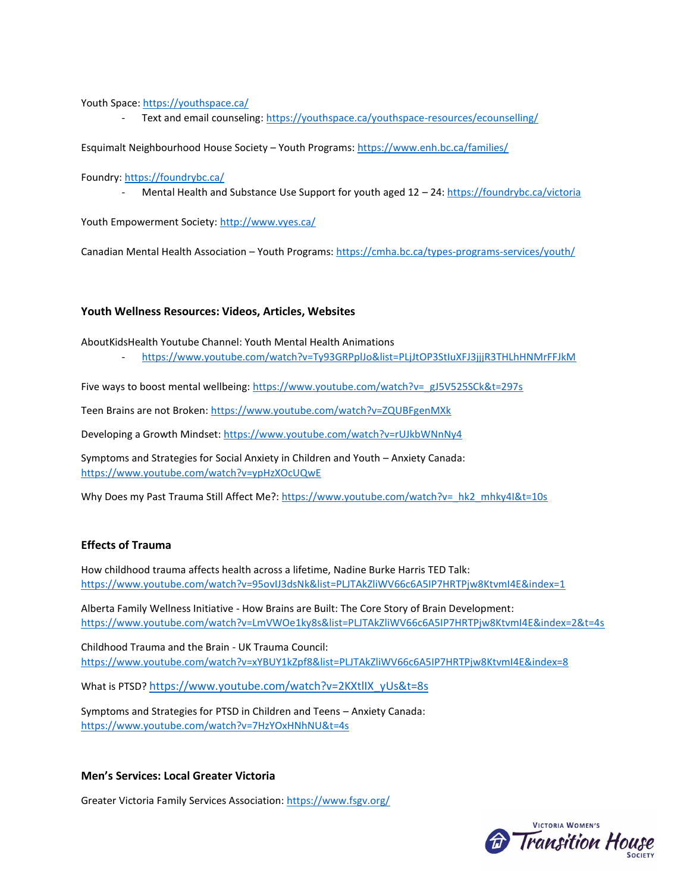Youth Space: https://youthspace.ca/

- Text and email counseling: https://youthspace.ca/youthspace-resources/ecounselling/

Esquimalt Neighbourhood House Society – Youth Programs: https://www.enh.bc.ca/families/

Foundry: https://foundrybc.ca/

- Mental Health and Substance Use Support for youth aged 12 – 24: https://foundrybc.ca/victoria

Youth Empowerment Society: http://www.vyes.ca/

Canadian Mental Health Association – Youth Programs: https://cmha.bc.ca/types-programs-services/youth/

### Youth Wellness Resources: Videos, Articles, Websites

AboutKidsHealth Youtube Channel: Youth Mental Health Animations

- https://www.youtube.com/watch?v=Ty93GRPplJo&list=PLjJtOP3StIuXFJ3jjjR3THLhHNMrFFJkM

Five ways to boost mental wellbeing: https://www.youtube.com/watch?v=_gJ5V525SCk&t=297s

Teen Brains are not Broken: https://www.youtube.com/watch?v=ZQUBFgenMXk

Developing a Growth Mindset: https://www.youtube.com/watch?v=rUJkbWNnNy4

Symptoms and Strategies for Social Anxiety in Children and Youth – Anxiety Canada: https://www.youtube.com/watch?v=ypHzXOcUQwE

Why Does my Past Trauma Still Affect Me?: https://www.youtube.com/watch?v=_hk2_mhky4I&t=10s

### Effects of Trauma

How childhood trauma affects health across a lifetime, Nadine Burke Harris TED Talk: https://www.youtube.com/watch?v=95ovIJ3dsNk&list=PLJTAkZliWV66c6A5IP7HRTPjw8KtvmI4E&index=1

Alberta Family Wellness Initiative - How Brains are Built: The Core Story of Brain Development: https://www.youtube.com/watch?v=LmVWOe1ky8s&list=PLJTAkZliWV66c6A5IP7HRTPjw8KtvmI4E&index=2&t=4s

Childhood Trauma and the Brain - UK Trauma Council: https://www.youtube.com/watch?v=xYBUY1kZpf8&list=PLJTAkZliWV66c6A5IP7HRTPjw8KtvmI4E&index=8

What is PTSD? https://www.youtube.com/watch?v=2KXtllX_yUs&t=8s

Symptoms and Strategies for PTSD in Children and Teens – Anxiety Canada: https://www.youtube.com/watch?v=7HzYOxHNhNU&t=4s

### Men's Services: Local Greater Victoria

Greater Victoria Family Services Association: https://www.fsgv.org/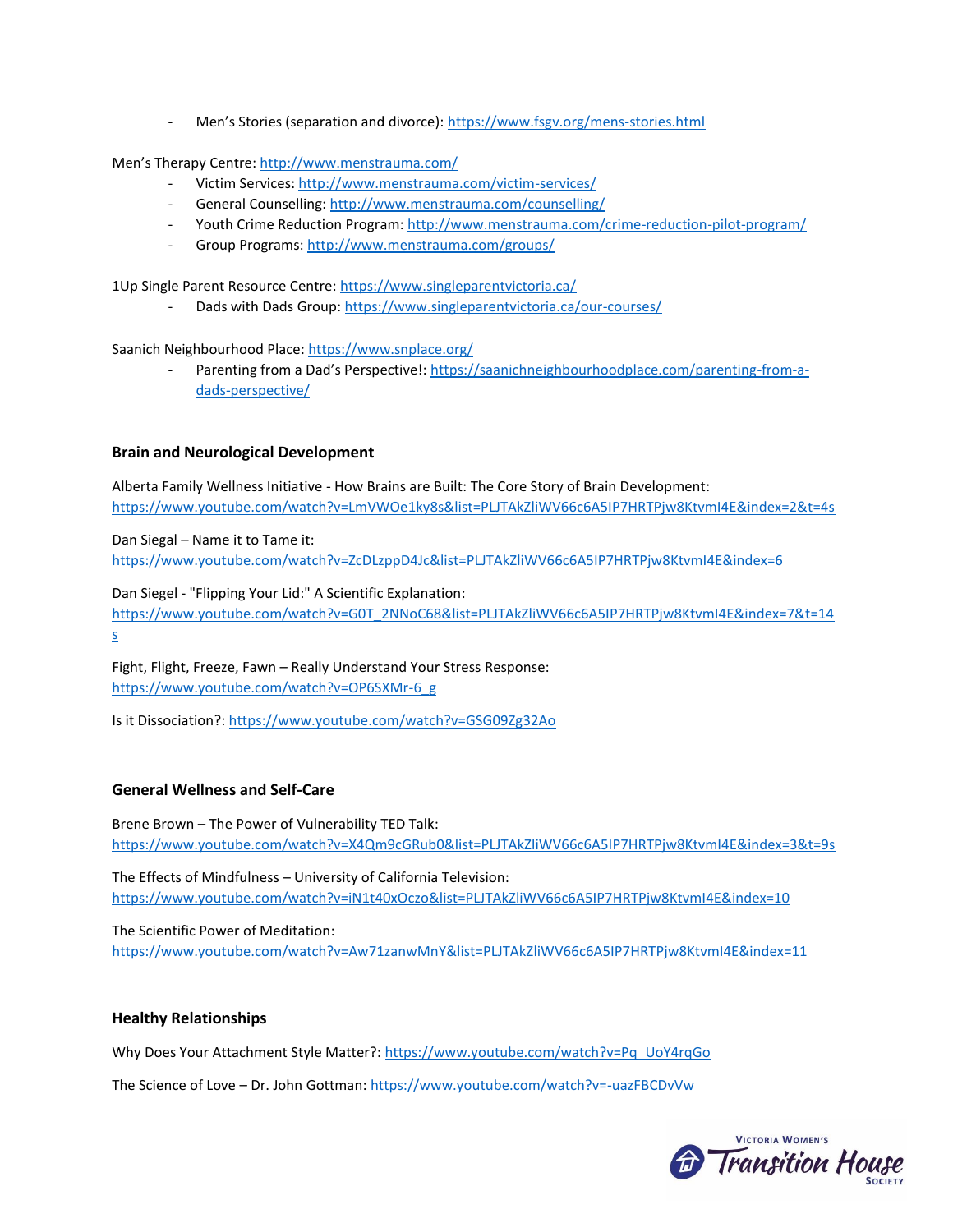- Men's Stories (separation and divorce): https://www.fsgv.org/mens-stories.html

Men's Therapy Centre: http://www.menstrauma.com/

- Victim Services: http://www.menstrauma.com/victim-services/
- General Counselling: http://www.menstrauma.com/counselling/
- Youth Crime Reduction Program: http://www.menstrauma.com/crime-reduction-pilot-program/
- Group Programs: http://www.menstrauma.com/groups/

1Up Single Parent Resource Centre: https://www.singleparentvictoria.ca/

- Dads with Dads Group: https://www.singleparentvictoria.ca/our-courses/

Saanich Neighbourhood Place: https://www.snplace.org/

- Parenting from a Dad's Perspective!: https://saanichneighbourhoodplace.com/parenting-from-a-dads-perspective/

### Brain and Neurological Development

Alberta Family Wellness Initiative - How Brains are Built: The Core Story of Brain Development: https://www.youtube.com/watch?v=LmVWOe1ky8s&list=PLJTAkZliWV66c6A5IP7HRTPjw8KtvmI4E&index=2&t=4s

Dan Siegel – Name it to Tame it: https://www.youtube.com/watch?v=ZcDLzppD4Jc&list=PLJTAkZliWV66c6A5IP7HRTPjw8KtvmI4E&index=6

Dan Siegel - "Flipping Your Lid:" A Scientific Explanation: https://www.youtube.com/watch?v=G0T_2NNoC68&list=PLJTAkZliWV66c6A5IP7HRTPjw8KtvmI4E&index=7&t=14s

Fight, Flight, Freeze, Fawn – Really Understand Your Stress Response: https://www.youtube.com/watch?v=OP6SXMr-6_g

Is it Dissociation?: https://www.youtube.com/watch?v=GSG09Zg32Ao

### General Wellness and Self-Care

Brene Brown – The Power of Vulnerability TED Talk: https://www.youtube.com/watch?v=X4Qm9cGRub0&list=PLJTAkZliWV66c6A5IP7HRTPjw8KtvmI4E&index=3&t=9s

The Effects of Mindfulness – University of California Television: https://www.youtube.com/watch?v=iN1t40xOczo&list=PLJTAkZliWV66c6A5IP7HRTPjw8KtvmI4E&index=10

The Scientific Power of Meditation: https://www.youtube.com/watch?v=Aw71zanwMnY&list=PLJTAkZliWV66c6A5IP7HRTPjw8KtvmI4E&index=11

### Healthy Relationships

Why Does Your Attachment Style Matter?: https://www.youtube.com/watch?v=Pq_UoY4rqGo

The Science of Love – Dr. John Gottman: https://www.youtube.com/watch?v=-uazFBCDvVw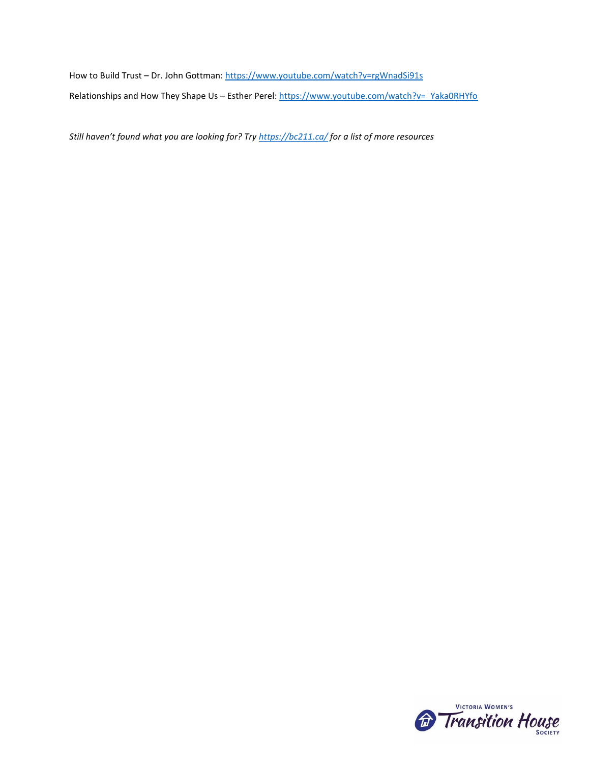How to Build Trust – Dr. John Gottman: https://www.youtube.com/watch?v=rgWnadSi91s

Relationships and How They Shape Us – Esther Perel: https://www.youtube.com/watch?v=_Yaka0RHYfo

*Still haven't found what you are looking for? Try https://bc211.ca/ for a list of more resources*